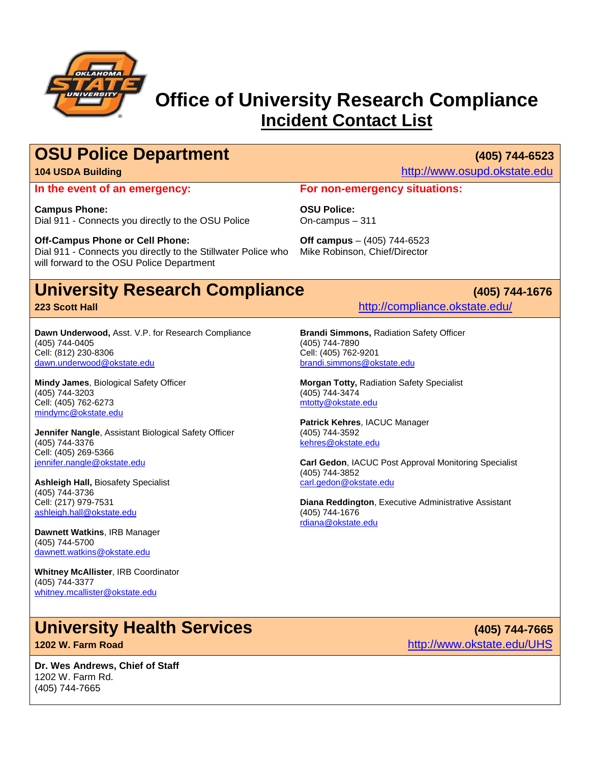# Office of University Research Compliance
## Incident Contact List

## OSU Police Department

**(405) 744-6523**

**104 USDA Building**

http://www.osupd.okstate.edu

**In the event of an emergency:**

**Campus Phone:**
Dial 911 - Connects you directly to the OSU Police

**Off-Campus Phone or Cell Phone:**
Dial 911 - Connects you directly to the Stillwater Police who will forward to the OSU Police Department

**For non-emergency situations:**

**OSU Police:**
On-campus – 311

**Off campus** – (405) 744-6523
Mike Robinson, Chief/Director

## University Research Compliance

**(405) 744-1676**

**223 Scott Hall**

http://compliance.okstate.edu/

**Dawn Underwood,** Asst. V.P. for Research Compliance
(405) 744-0405
Cell: (812) 230-8306
dawn.underwood@okstate.edu

**Mindy James**, Biological Safety Officer
(405) 744-3203
Cell: (405) 762-6273
mindymc@okstate.edu

**Jennifer Nangle**, Assistant Biological Safety Officer
(405) 744-3376
Cell: (405) 269-5366
jennifer.nangle@okstate.edu

**Ashleigh Hall,** Biosafety Specialist
(405) 744-3736
Cell: (217) 979-7531
ashleigh.hall@okstate.edu

**Dawnett Watkins**, IRB Manager
(405) 744-5700
dawnett.watkins@okstate.edu

**Whitney McAllister**, IRB Coordinator
(405) 744-3377
whitney.mcallister@okstate.edu

**Brandi Simmons,** Radiation Safety Officer
(405) 744-7890
Cell: (405) 762-9201
brandi.simmons@okstate.edu

**Morgan Totty,** Radiation Safety Specialist
(405) 744-3474
mtotty@okstate.edu

**Patrick Kehres**, IACUC Manager
(405) 744-3592
kehres@okstate.edu

**Carl Gedon**, IACUC Post Approval Monitoring Specialist
(405) 744-3852
carl.gedon@okstate.edu

**Diana Reddington**, Executive Administrative Assistant
(405) 744-1676
rdiana@okstate.edu

## University Health Services

**(405) 744-7665**

**1202 W. Farm Road**

http://www.okstate.edu/UHS

**Dr. Wes Andrews, Chief of Staff**
1202 W. Farm Rd.
(405) 744-7665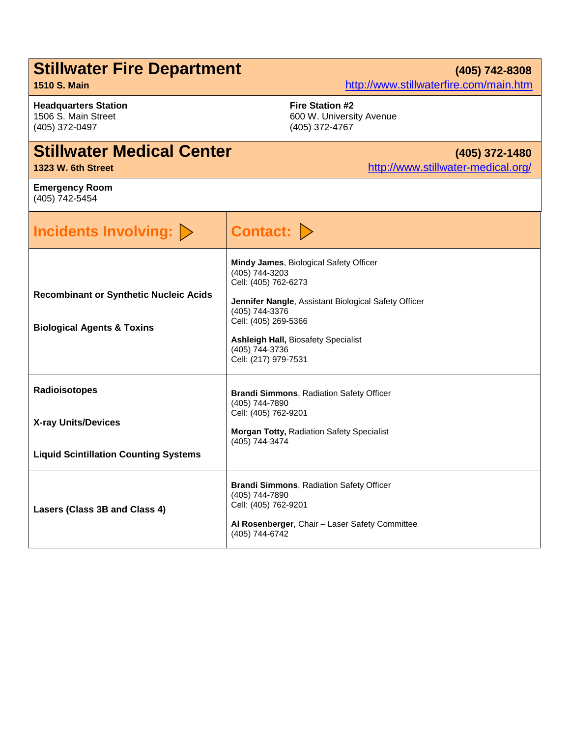## Stillwater Fire Department

**(405) 742-8308**

**1510 S. Main**

http://www.stillwaterfire.com/main.htm

**Headquarters Station**
1506 S. Main Street
(405) 372-0497

**Fire Station #2**
600 W. University Avenue
(405) 372-4767

## Stillwater Medical Center

**(405) 372-1480**

**1323 W. 6th Street**

http://www.stillwater-medical.org/

**Emergency Room**
(405) 742-5454

| Incidents Involving: | Contact: |
|---|---|
| **Recombinant or Synthetic Nucleic Acids**<br><br>**Biological Agents & Toxins** | **Mindy James**, Biological Safety Officer<br>(405) 744-3203<br>Cell: (405) 762-6273<br><br>**Jennifer Nangle**, Assistant Biological Safety Officer<br>(405) 744-3376<br>Cell: (405) 269-5366<br><br>**Ashleigh Hall,** Biosafety Specialist<br>(405) 744-3736<br>Cell: (217) 979-7531 |
| **Radioisotopes**<br><br>**X-ray Units/Devices**<br><br>**Liquid Scintillation Counting Systems** | **Brandi Simmons**, Radiation Safety Officer<br>(405) 744-7890<br>Cell: (405) 762-9201<br><br>**Morgan Totty,** Radiation Safety Specialist<br>(405) 744-3474 |
| **Lasers (Class 3B and Class 4)** | **Brandi Simmons**, Radiation Safety Officer<br>(405) 744-7890<br>Cell: (405) 762-9201<br><br>**Al Rosenberger**, Chair – Laser Safety Committee<br>(405) 744-6742 |